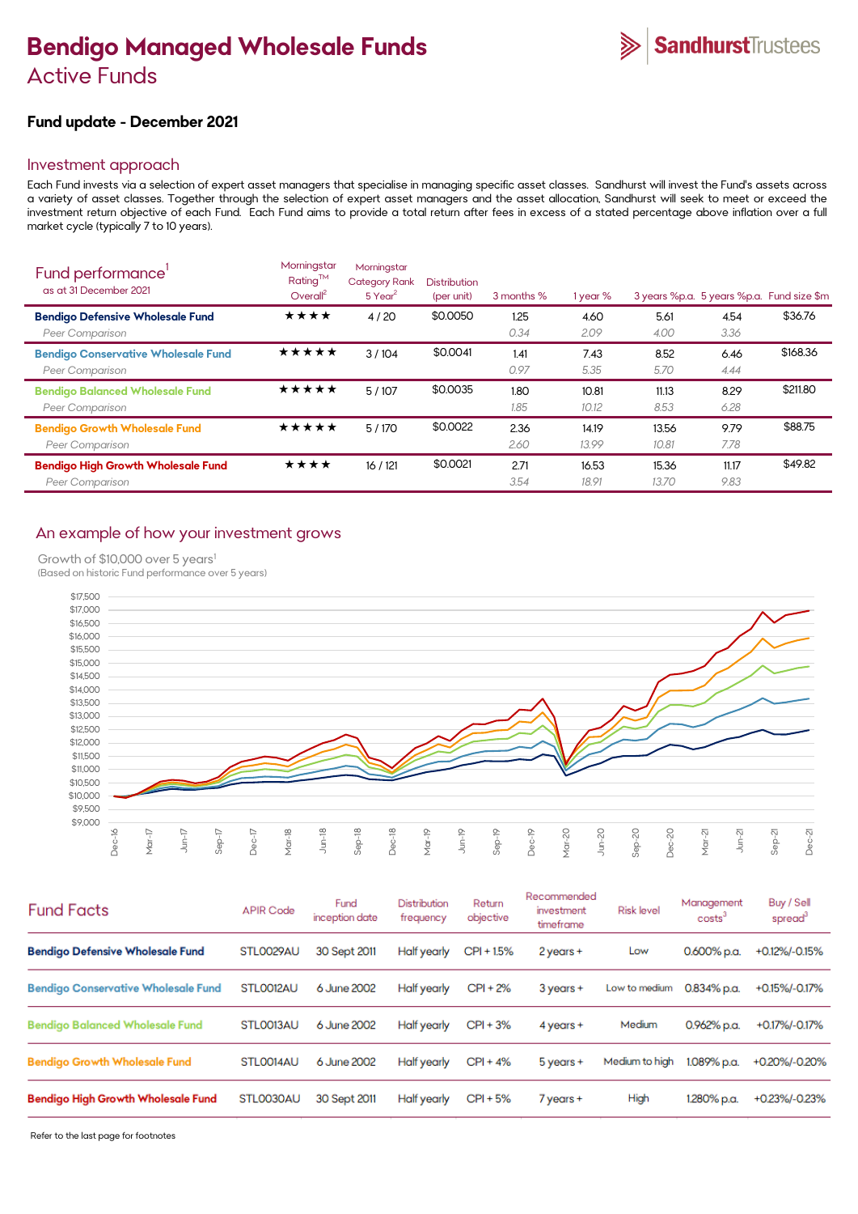# Bendigo Managed Wholesale Funds

## Active Funds

SandhurstTrustees

### Fund update - December 2021

## Investment approach

Each Fund invests via a selection of expert asset managers that specialise in managing specific asset classes. Sandhurst will invest the Fund's assets across a variety of asset classes. Together through the selection of expert asset managers and the asset allocation, Sandhurst will seek to meet or exceed the investment return objective of each Fund. Each Fund aims to provide a total return after fees in excess of a stated percentage above inflation over a full market cycle (typically 7 to 10 years).

## Fund performance[1]

as at 31 December 2021

| | Morningstar Rating™ Overall[2] | Morningstar Category Rank 5 Year[2] | Distribution (per unit) | 3 months % | 1 year % | 3 years %p.a. | 5 years %p.a. | Fund size $m |
|---|---|---|---|---|---|---|---|---|
| **Bendigo Defensive Wholesale Fund** | ★★★★ | 4 / 20 | $0.0050 | 1.25 | 4.60 | 5.61 | 4.54 | $36.76 |
| *Peer Comparison* | | | | *0.34* | *2.09* | *4.00* | *3.36* | |
| **Bendigo Conservative Wholesale Fund** | ★★★★★ | 3 / 104 | $0.0041 | 1.41 | 7.43 | 8.52 | 6.46 | $168.36 |
| *Peer Comparison* | | | | *0.97* | *5.35* | *5.70* | *4.44* | |
| **Bendigo Balanced Wholesale Fund** | ★★★★★ | 5 / 107 | $0.0035 | 1.80 | 10.81 | 11.13 | 8.29 | $211.80 |
| *Peer Comparison* | | | | *1.85* | *10.12* | *8.53* | *6.28* | |
| **Bendigo Growth Wholesale Fund** | ★★★★★ | 5 / 170 | $0.0022 | 2.36 | 14.19 | 13.56 | 9.79 | $88.75 |
| *Peer Comparison* | | | | *2.60* | *13.99* | *10.81* | *7.78* | |
| **Bendigo High Growth Wholesale Fund** | ★★★★ | 16 / 121 | $0.0021 | 2.71 | 16.53 | 15.36 | 11.17 | $49.82 |
| *Peer Comparison* | | | | *3.54* | *18.91* | *13.70* | *9.83* | |

## An example of how your investment grows

Growth of $10,000 over 5 years[1]
(Based on historic Fund performance over 5 years)

## Fund Facts

| | APIR Code | Fund inception date | Distribution frequency | Return objective | Recommended investment timeframe | Risk level | Management costs[3] | Buy / Sell spread[3] |
|---|---|---|---|---|---|---|---|---|
| **Bendigo Defensive Wholesale Fund** | STL0029AU | 30 Sept 2011 | Half yearly | CPI + 1.5% | 2 years + | Low | 0.600% p.a. | +0.12%/-0.15% |
| **Bendigo Conservative Wholesale Fund** | STL0012AU | 6 June 2002 | Half yearly | CPI + 2% | 3 years + | Low to medium | 0.834% p.a. | +0.15%/-0.17% |
| **Bendigo Balanced Wholesale Fund** | STL0013AU | 6 June 2002 | Half yearly | CPI + 3% | 4 years + | Medium | 0.962% p.a. | +0.17%/-0.17% |
| **Bendigo Growth Wholesale Fund** | STL0014AU | 6 June 2002 | Half yearly | CPI + 4% | 5 years + | Medium to high | 1.089% p.a. | +0.20%/-0.20% |
| **Bendigo High Growth Wholesale Fund** | STL0030AU | 30 Sept 2011 | Half yearly | CPI + 5% | 7 years + | High | 1.280% p.a. | +0.23%/-0.23% |

Refer to the last page for footnotes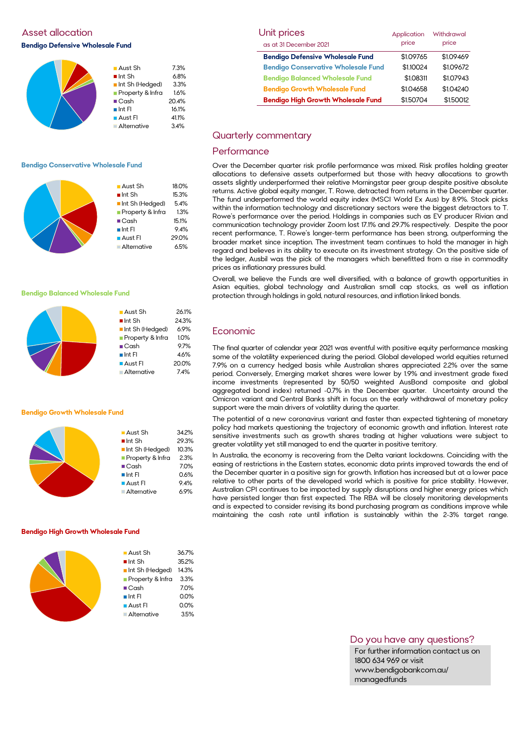## Asset allocation

### Bendigo Defensive Wholesale Fund

| | |
|---|---|
| Aust Sh | 7.3% |
| Int Sh | 6.8% |
| Int Sh (Hedged) | 3.3% |
| Property & Infra | 1.6% |
| Cash | 20.4% |
| Int FI | 16.1% |
| Aust FI | 41.1% |
| Alternative | 3.4% |

### Bendigo Conservative Wholesale Fund

| | |
|---|---|
| Aust Sh | 18.0% |
| Int Sh | 15.3% |
| Int Sh (Hedged) | 5.4% |
| Property & Infra | 1.3% |
| Cash | 15.1% |
| Int FI | 9.4% |
| Aust FI | 29.0% |
| Alternative | 6.5% |

### Bendigo Balanced Wholesale Fund

| | |
|---|---|
| Aust Sh | 26.1% |
| Int Sh | 24.3% |
| Int Sh (Hedged) | 6.9% |
| Property & Infra | 1.0% |
| Cash | 9.7% |
| Int FI | 4.6% |
| Aust FI | 20.0% |
| Alternative | 7.4% |

### Bendigo Growth Wholesale Fund

| | |
|---|---|
| Aust Sh | 34.2% |
| Int Sh | 29.3% |
| Int Sh (Hedged) | 10.3% |
| Property & Infra | 2.3% |
| Cash | 7.0% |
| Int FI | 0.6% |
| Aust FI | 9.4% |
| Alternative | 6.9% |

### Bendigo High Growth Wholesale Fund

| | |
|---|---|
| Aust Sh | 36.7% |
| Int Sh | 35.2% |
| Int Sh (Hedged) | 14.3% |
| Property & Infra | 3.3% |
| Cash | 7.0% |
| Int FI | 0.0% |
| Aust FI | 0.0% |
| Alternative | 3.5% |

## Unit prices

as at 31 December 2021

| | Application price | Withdrawal price |
|---|---|---|
| **Bendigo Defensive Wholesale Fund** | $1.09765 | $1.09469 |
| **Bendigo Conservative Wholesale Fund** | $1.10024 | $1.09672 |
| **Bendigo Balanced Wholesale Fund** | $1.08311 | $1.07943 |
| **Bendigo Growth Wholesale Fund** | $1.04658 | $1.04240 |
| **Bendigo High Growth Wholesale Fund** | $1.50704 | $1.50012 |

## Quarterly commentary

### Performance

Over the December quarter risk profile performance was mixed. Risk profiles holding greater allocations to defensive assets outperformed but those with heavy allocations to growth assets slightly underperformed their relative Morningstar peer group despite positive absolute returns. Active global equity manger, T. Rowe, detracted from returns in the December quarter. The fund underperformed the world equity index (MSCI World Ex Aus) by 8.9%. Stock picks within the information technology and discretionary sectors were the biggest detractors to T. Rowe's performance over the period. Holdings in companies such as EV producer Rivian and communication technology provider Zoom lost 17.1% and 29.7% respectively. Despite the poor recent performance, T. Rowe's longer-term performance has been strong, outperforming the broader market since inception. The investment team continues to hold the manager in high regard and believes in its ability to execute on its investment strategy. On the positive side of the ledger, Ausbil was the pick of the managers which benefitted from a rise in commodity prices as inflationary pressures build.

Overall, we believe the Funds are well diversified, with a balance of growth opportunities in Asian equities, global technology and Australian small cap stocks, as well as inflation protection through holdings in gold, natural resources, and inflation linked bonds.

### Economic

The final quarter of calendar year 2021 was eventful with positive equity performance masking some of the volatility experienced during the period. Global developed world equities returned 7.9% on a currency hedged basis while Australian shares appreciated 2.2% over the same period. Conversely, Emerging market shares were lower by 1.9% and investment grade fixed income investments (represented by 50/50 weighted AusBond composite and global aggregated bond index) returned -0.7% in the December quarter. Uncertainty around the Omicron variant and Central Banks shift in focus on the early withdrawal of monetary policy support were the main drivers of volatility during the quarter.

The potential of a new coronavirus variant and faster than expected tightening of monetary policy had markets questioning the trajectory of economic growth and inflation. Interest rate sensitive investments such as growth shares trading at higher valuations were subject to greater volatility yet still managed to end the quarter in positive territory.

In Australia, the economy is recovering from the Delta variant lockdowns. Coinciding with the easing of restrictions in the Eastern states, economic data prints improved towards the end of the December quarter in a positive sign for growth. Inflation has increased but at a lower pace relative to other parts of the developed world which is positive for price stability. However, Australian CPI continues to be impacted by supply disruptions and higher energy prices which have persisted longer than first expected. The RBA will be closely monitoring developments and is expected to consider revising its bond purchasing program as conditions improve while maintaining the cash rate until inflation is sustainably within the 2-3% target range.

## Do you have any questions?

For further information contact us on 1800 634 969 or visit www.bendigobank.com.au/managedfunds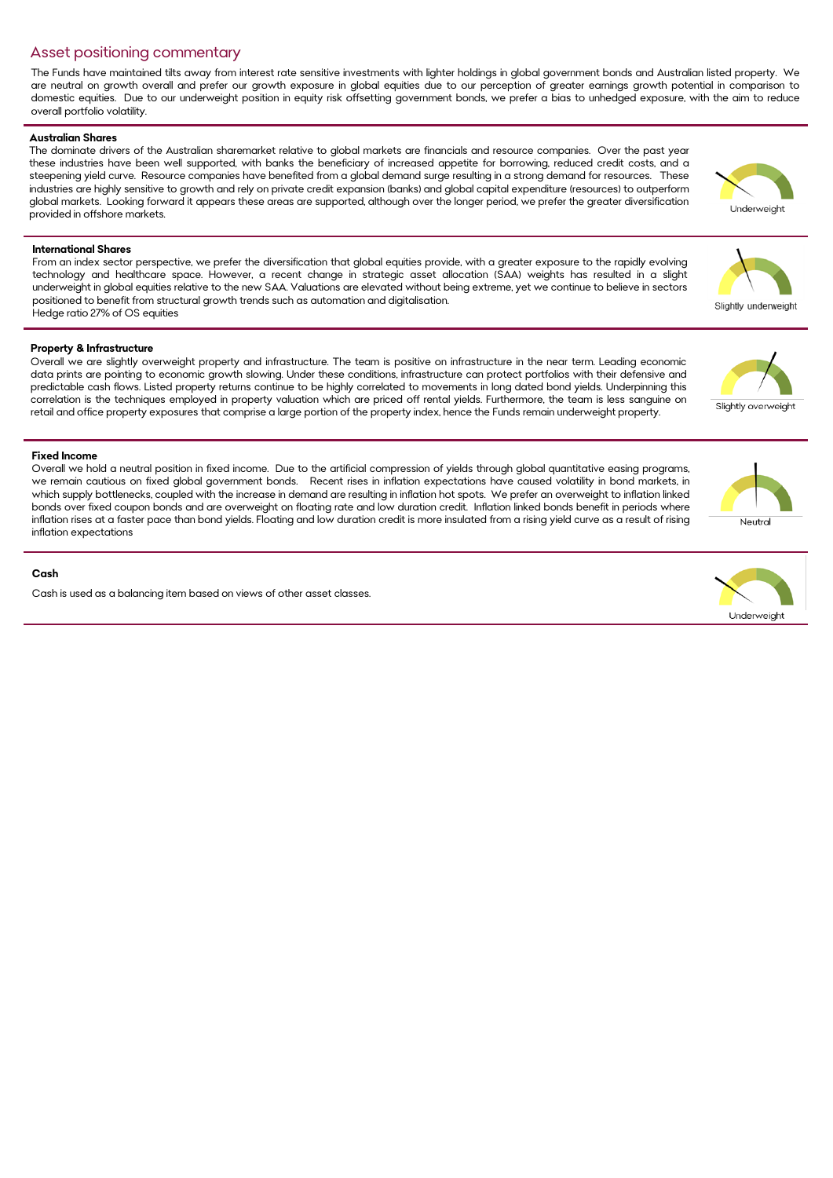## Asset positioning commentary

The Funds have maintained tilts away from interest rate sensitive investments with lighter holdings in global government bonds and Australian listed property. We are neutral on growth overall and prefer our growth exposure in global equities due to our perception of greater earnings growth potential in comparison to domestic equities. Due to our underweight position in equity risk offsetting government bonds, we prefer a bias to unhedged exposure, with the aim to reduce overall portfolio volatility.

### Australian Shares

The dominate drivers of the Australian sharemarket relative to global markets are financials and resource companies. Over the past year these industries have been well supported, with banks the beneficiary of increased appetite for borrowing, reduced credit costs, and a steepening yield curve. Resource companies have benefited from a global demand surge resulting in a strong demand for resources. These industries are highly sensitive to growth and rely on private credit expansion (banks) and global capital expenditure (resources) to outperform global markets. Looking forward it appears these areas are supported, although over the longer period, we prefer the greater diversification provided in offshore markets.

Underweight

### International Shares

From an index sector perspective, we prefer the diversification that global equities provide, with a greater exposure to the rapidly evolving technology and healthcare space. However, a recent change in strategic asset allocation (SAA) weights has resulted in a slight underweight in global equities relative to the new SAA. Valuations are elevated without being extreme, yet we continue to believe in sectors positioned to benefit from structural growth trends such as automation and digitalisation.
Hedge ratio 27% of OS equities

Slightly underweight

### Property & Infrastructure

Overall we are slightly overweight property and infrastructure. The team is positive on infrastructure in the near term. Leading economic data prints are pointing to economic growth slowing. Under these conditions, infrastructure can protect portfolios with their defensive and predictable cash flows. Listed property returns continue to be highly correlated to movements in long dated bond yields. Underpinning this correlation is the techniques employed in property valuation which are priced off rental yields. Furthermore, the team is less sanguine on retail and office property exposures that comprise a large portion of the property index, hence the Funds remain underweight property.

Slightly overweight

### Fixed Income

Overall we hold a neutral position in fixed income. Due to the artificial compression of yields through global quantitative easing programs, we remain cautious on fixed global government bonds. Recent rises in inflation expectations have caused volatility in bond markets, in which supply bottlenecks, coupled with the increase in demand are resulting in inflation hot spots. We prefer an overweight to inflation linked bonds over fixed coupon bonds and are overweight on floating rate and low duration credit. Inflation linked bonds benefit in periods where inflation rises at a faster pace than bond yields. Floating and low duration credit is more insulated from a rising yield curve as a result of rising inflation expectations

Neutral

### Cash

Cash is used as a balancing item based on views of other asset classes.

Underweight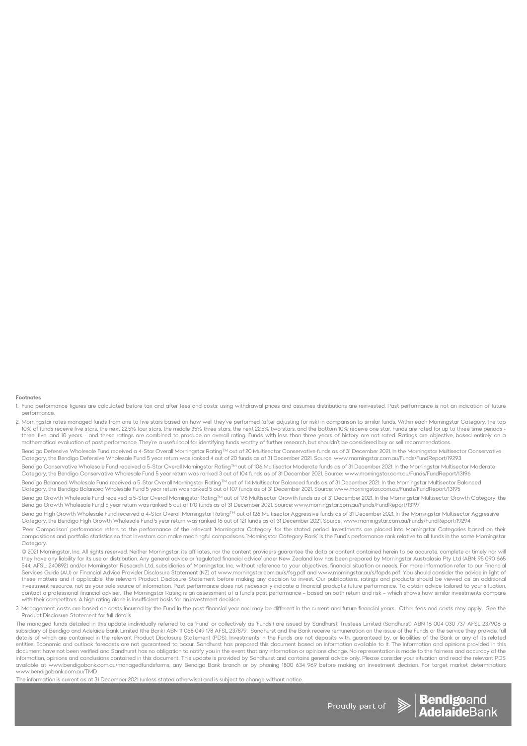**Footnotes**

1. Fund performance figures are calculated before tax and after fees and costs; using withdrawal prices and assumes distributions are reinvested. Past performance is not an indication of future performance.

2. Morningstar rates managed funds from one to five stars based on how well they've performed (after adjusting for risk) in comparison to similar funds. Within each Morningstar Category, the top 10% of funds receive five stars, the next 22.5% four stars, the middle 35% three stars, the next 22.5% two stars, and the bottom 10% receive one star. Funds are rated for up to three time periods - three, five, and 10 years - and these ratings are combined to produce an overall rating. Funds with less than three years of history are not rated. Ratings are objective, based entirely on a mathematical evaluation of past performance. They're a useful tool for identifying funds worthy of further research, but shouldn't be considered buy or sell recommendations.

   Bendigo Defensive Wholesale Fund received a 4-Star Overall Morningstar Rating™ out of 20 Multisector Conservative funds as of 31 December 2021. In the Morningstar Multisector Conservative Category, the Bendigo Defensive Wholesale Fund 5 year return was ranked 4 out of 20 funds as of 31 December 2021. Source: www.morningstar.com.au/Funds/FundReport/19293

   Bendigo Conservative Wholesale Fund received a 5-Star Overall Morningstar Rating™ out of 106 Multisector Moderate funds as of 31 December 2021. In the Morningstar Multisector Moderate Category, the Bendigo Conservative Wholesale Fund 5 year return was ranked 3 out of 104 funds as of 31 December 2021. Source: www.morningstar.com.au/Funds/FundReport/13196

   Bendigo Balanced Wholesale Fund received a 5-Star Overall Morningstar Rating™ out of 114 Multisector Balanced funds as of 31 December 2021. In the Morningstar Multisector Balanced Category, the Bendigo Balanced Wholesale Fund 5 year return was ranked 5 out of 107 funds as of 31 December 2021. Source: www.morningstar.com.au/Funds/FundReport/13195

   Bendigo Growth Wholesale Fund received a 5-Star Overall Morningstar Rating™ out of 176 Multisector Growth funds as of 31 December 2021. In the Morningstar Multisector Growth Category, the Bendigo Growth Wholesale Fund 5 year return was ranked 5 out of 170 funds as of 31 December 2021. Source: www.morningstar.com.au/Funds/FundReport/13197

   Bendigo High Growth Wholesale Fund received a 4-Star Overall Morningstar Rating™ out of 126 Multisector Aggressive funds as of 31 December 2021. In the Morningstar Multisector Aggressive Category, the Bendigo High Growth Wholesale Fund 5 year return was ranked 16 out of 121 funds as of 31 December 2021. Source: www.morningstar.com.au/Funds/FundReport/19294

   'Peer Comparison' performance refers to the performance of the relevant 'Morningstar Category' for the stated period. Investments are placed into Morningstar Categories based on their compositions and portfolio statistics so that investors can make meaningful comparisons. 'Morningstar Category Rank' is the Fund's performance rank relative to all funds in the same Morningstar Category.

   © 2021 Morningstar, Inc. All rights reserved. Neither Morningstar, its affiliates, nor the content providers guarantee the data or content contained herein to be accurate, complete or timely nor will they have any liability for its use or distribution. Any general advice or 'regulated financial advice' under New Zealand law has been prepared by Morningstar Australasia Pty Ltd (ABN: 95 090 665 544, AFSL: 240892) and/or Morningstar Research Ltd, subsidiaries of Morningstar, Inc, without reference to your objectives, financial situation or needs. For more information refer to our Financial Services Guide (AU) or Financial Advice Provider Disclosure Statement (NZ) at www.morningstar.com.au/s/fsg.pdf and www.morningstar.au/s/fapds.pdf. You should consider the advice in light of these matters and if applicable, the relevant Product Disclosure Statement before making any decision to invest. Our publications, ratings and products should be viewed as an additional investment resource, not as your sole source of information. Past performance does not necessarily indicate a financial product's future performance. To obtain advice tailored to your situation, contact a professional financial adviser. The Morningstar Rating is an assessment of a fund's past performance – based on both return and risk – which shows how similar investments compare with their competitors. A high rating alone is insufficient basis for an investment decision.

3. Management costs are based on costs incurred by the Fund in the past financial year and may be different in the current and future financial years. Other fees and costs may apply. See the Product Disclosure Statement for full details.

The managed funds detailed in this update (individually referred to as 'Fund' or collectively as 'Funds') are issued by Sandhurst Trustees Limited (Sandhurst) ABN 16 004 030 737 AFSL 237906 a subsidiary of Bendigo and Adelaide Bank Limited (the Bank) ABN 11 068 049 178 AFSL 237879. Sandhurst and the Bank receive remuneration on the issue of the Funds or the service they provide, full details of which are contained in the relevant Product Disclosure Statement (PDS). Investments in the Funds are not deposits with, guaranteed by, or liabilities of the Bank or any of its related entities. Economic and outlook forecasts are not guaranteed to occur. Sandhurst has prepared this document based on information available to it. The information and opinions provided in this document have not been verified and Sandhurst has no obligation to notify you in the event that any information or opinions change. No representation is made to the fairness and accuracy of the information, opinions and conclusions contained in this document. This update is provided by Sandhurst and contains general advice only. Please consider your situation and read the relevant PDS available at www.bendigobank.com.au/managedfundsforms, any Bendigo Bank branch or by phoning 1800 634 969 before making an investment decision. For target market determination: www.bendigobank.com.au/TMD

The information is current as at 31 December 2021 (unless stated otherwise) and is subject to change without notice.

Proudly part of **Bendigo**and **Adelaide**Bank